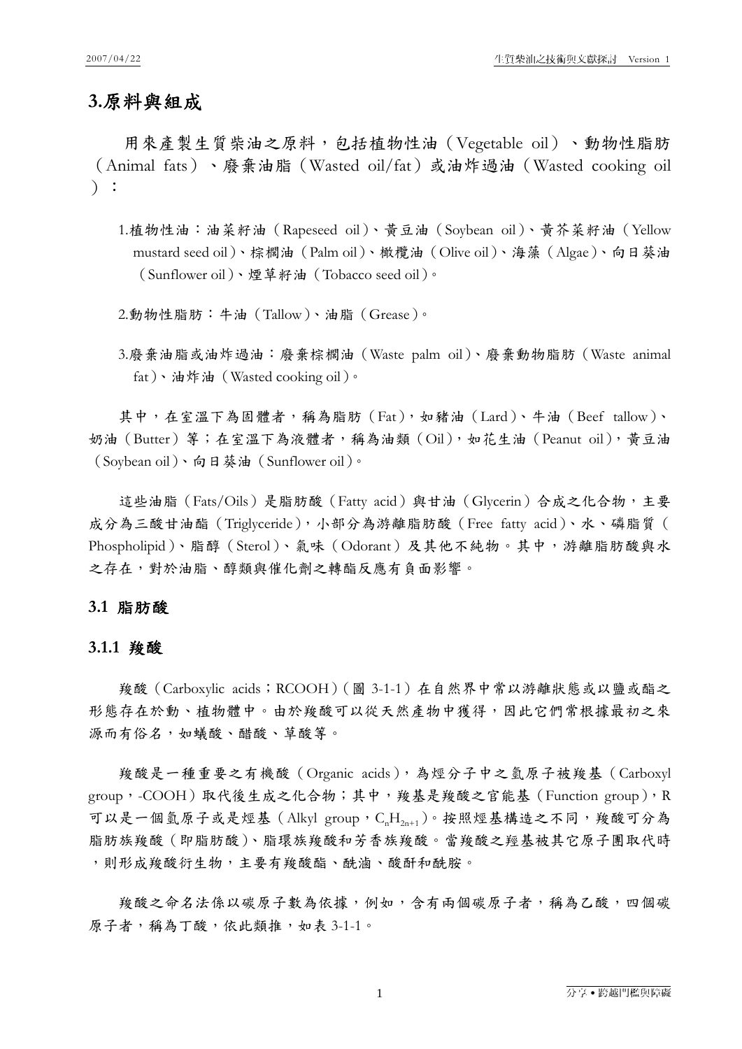# 3.原料與組成

用來產製生質柴油之原料，包括植物性油（Vegetable oil）、動物性脂肪（Animal fats）、廢棄油脂（Wasted oil/fat）或油炸過油（Wasted cooking oil）：

1. 植物性油：油菜籽油（Rapeseed oil）、黃豆油（Soybean oil）、黃芥菜籽油（Yellow mustard seed oil）、棕櫚油（Palm oil）、橄欖油（Olive oil）、海藻（Algae）、向日葵油（Sunflower oil）、煙草籽油（Tobacco seed oil）。

2. 動物性脂肪：牛油（Tallow）、油脂（Grease）。

3. 廢棄油脂或油炸過油：廢棄棕櫚油（Waste palm oil）、廢棄動物脂肪（Waste animal fat）、油炸油（Wasted cooking oil）。

其中，在室溫下為固體者，稱為脂肪（Fat），如豬油（Lard）、牛油（Beef tallow）、奶油（Butter）等；在室溫下為液體者，稱為油類（Oil），如花生油（Peanut oil），黃豆油（Soybean oil）、向日葵油（Sunflower oil）。

這些油脂（Fats/Oils）是脂肪酸（Fatty acid）與甘油（Glycerin）合成之化合物，主要成分為三酸甘油酯（Triglyceride），小部分為游離脂肪酸（Free fatty acid）、水、磷脂質（Phospholipid）、脂醇（Sterol）、氣味（Odorant）及其他不純物。其中，游離脂肪酸與水之存在，對於油脂、醇類與催化劑之轉酯反應有負面影響。

## 3.1 脂肪酸

### 3.1.1 羧酸

羧酸（Carboxylic acids；RCOOH）（圖 3-1-1）在自然界中常以游離狀態或以鹽或酯之形態存在於動、植物體中。由於羧酸可以從天然產物中獲得，因此它們常根據最初之來源而有俗名，如蟻酸、醋酸、草酸等。

羧酸是一種重要之有機酸（Organic acids），為烴分子中之氫原子被羧基（Carboxyl group，-COOH）取代後生成之化合物；其中，羧基是羧酸之官能基（Function group），R 可以是一個氫原子或是烴基（Alkyl group，$C_nH_{2n+1}$）。按照烴基構造之不同，羧酸可分為脂肪族羧酸（即脂肪酸）、脂環族羧酸和芳香族羧酸。當羧酸之羥基被其它原子團取代時，則形成羧酸衍生物，主要有羧酸酯、醯滷、酸酐和醯胺。

羧酸之命名法係以碳原子數為依據，例如，含有兩個碳原子者，稱為乙酸，四個碳原子者，稱為丁酸，依此類推，如表 3-1-1。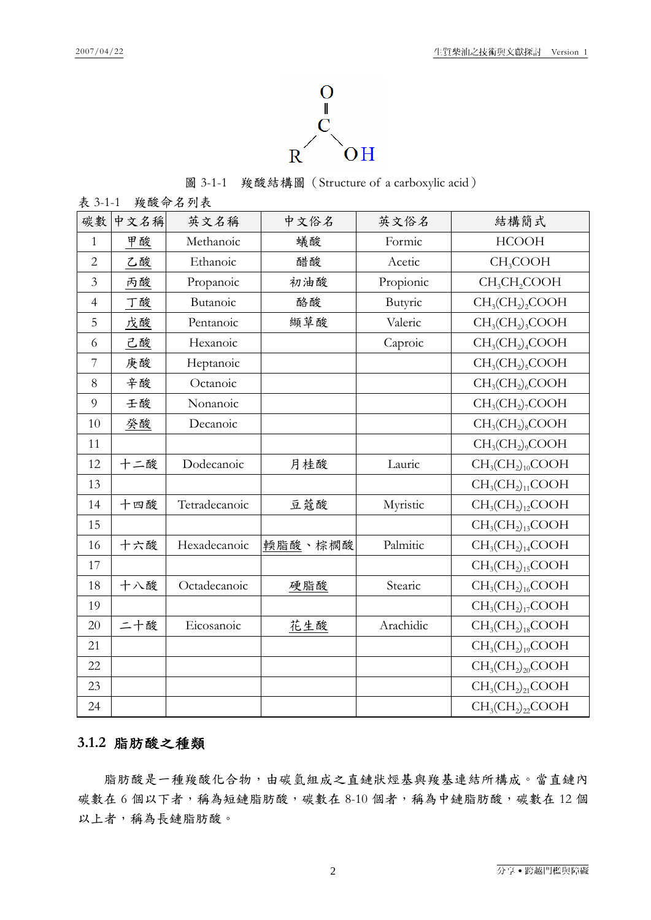O
‖
C
R ⁄ ＼ OH

圖 3-1-1 羧酸結構圖（Structure of a carboxylic acid）

表 3-1-1 羧酸命名列表

| 碳數 | 中文名稱 | 英文名稱 | 中文俗名 | 英文俗名 | 結構簡式 |
| --- | --- | --- | --- | --- | --- |
| 1 | 甲酸 | Methanoic | 蟻酸 | Formic | $HCOOH$ |
| 2 | 乙酸 | Ethanoic | 醋酸 | Acetic | $CH_3COOH$ |
| 3 | 丙酸 | Propanoic | 初油酸 | Propionic | $CH_3CH_2COOH$ |
| 4 | 丁酸 | Butanoic | 酪酸 | Butyric | $CH_3(CH_2)_2COOH$ |
| 5 | 戊酸 | Pentanoic | 纈草酸 | Valeric | $CH_3(CH_2)_3COOH$ |
| 6 | 己酸 | Hexanoic | | Caproic | $CH_3(CH_2)_4COOH$ |
| 7 | 庚酸 | Heptanoic | | | $CH_3(CH_2)_5COOH$ |
| 8 | 辛酸 | Octanoic | | | $CH_3(CH_2)_6COOH$ |
| 9 | 壬酸 | Nonanoic | | | $CH_3(CH_2)_7COOH$ |
| 10 | 癸酸 | Decanoic | | | $CH_3(CH_2)_8COOH$ |
| 11 | | | | | $CH_3(CH_2)_9COOH$ |
| 12 | 十二酸 | Dodecanoic | 月桂酸 | Lauric | $CH_3(CH_2)_{10}COOH$ |
| 13 | | | | | $CH_3(CH_2)_{11}COOH$ |
| 14 | 十四酸 | Tetradecanoic | 豆蔻酸 | Myristic | $CH_3(CH_2)_{12}COOH$ |
| 15 | | | | | $CH_3(CH_2)_{13}COOH$ |
| 16 | 十六酸 | Hexadecanoic | 軟脂酸、棕櫚酸 | Palmitic | $CH_3(CH_2)_{14}COOH$ |
| 17 | | | | | $CH_3(CH_2)_{15}COOH$ |
| 18 | 十八酸 | Octadecanoic | 硬脂酸 | Stearic | $CH_3(CH_2)_{16}COOH$ |
| 19 | | | | | $CH_3(CH_2)_{17}COOH$ |
| 20 | 二十酸 | Eicosanoic | 花生酸 | Arachidic | $CH_3(CH_2)_{18}COOH$ |
| 21 | | | | | $CH_3(CH_2)_{19}COOH$ |
| 22 | | | | | $CH_3(CH_2)_{20}COOH$ |
| 23 | | | | | $CH_3(CH_2)_{21}COOH$ |
| 24 | | | | | $CH_3(CH_2)_{22}COOH$ |

### 3.1.2 脂肪酸之種類

脂肪酸是一種羧酸化合物，由碳氫組成之直鏈狀烴基與羧基連結所構成。當直鏈內碳數在 6 個以下者，稱為短鏈脂肪酸，碳數在 8-10 個者，稱為中鏈脂肪酸，碳數在 12 個以上者，稱為長鏈脂肪酸。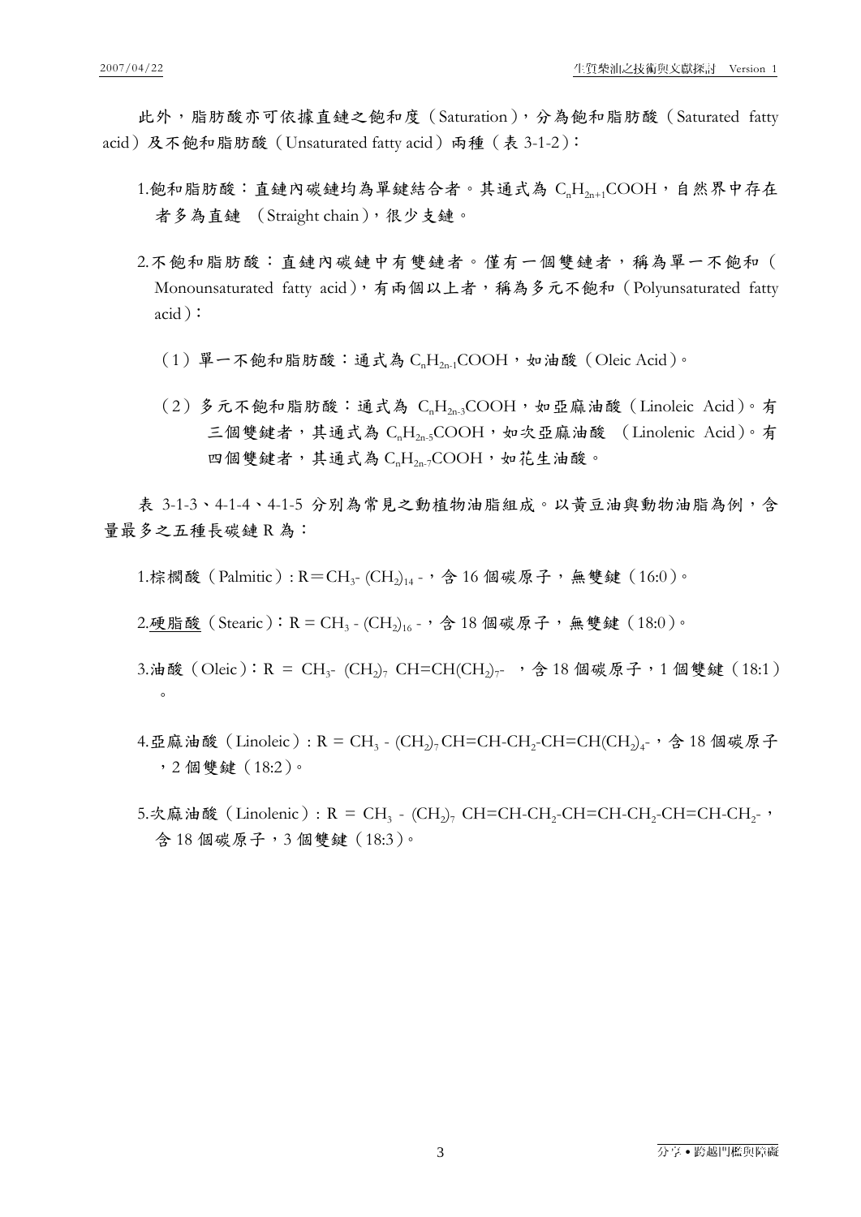此外，脂肪酸亦可依據直鏈之飽和度（Saturation），分為飽和脂肪酸（Saturated fatty acid）及不飽和脂肪酸（Unsaturated fatty acid）兩種（表 3-1-2）：

1.飽和脂肪酸：直鏈內碳鏈均為單鍵結合者。其通式為 $C_nH_{2n+1}COOH$，自然界中存在者多為直鏈 （Straight chain），很少支鏈。

2.不飽和脂肪酸：直鏈內碳鏈中有雙鏈者。僅有一個雙鏈者，稱為單一不飽和（Monounsaturated fatty acid），有兩個以上者，稱為多元不飽和（Polyunsaturated fatty acid）：

（1）單一不飽和脂肪酸：通式為 $C_nH_{2n-1}COOH$，如油酸（Oleic Acid）。

（2）多元不飽和脂肪酸：通式為 $C_nH_{2n-3}COOH$，如亞麻油酸（Linoleic Acid）。有三個雙鍵者，其通式為 $C_nH_{2n-5}COOH$，如次亞麻油酸 （Linolenic Acid）。有四個雙鍵者，其通式為 $C_nH_{2n-7}COOH$，如花生油酸。

表 3-1-3、4-1-4、4-1-5 分別為常見之動植物油脂組成。以黃豆油與動物油脂為例，含量最多之五種長碳鏈 R 為：

1.棕櫚酸（Palmitic）: R＝$CH_3$- $(CH_2)_{14}$ -，含 16 個碳原子，無雙鍵（16:0）。

2.<u>硬脂酸</u>（Stearic）：R = $CH_3$ - $(CH_2)_{16}$ -，含 18 個碳原子，無雙鍵（18:0）。

3.油酸（Oleic）：R = $CH_3$- $(CH_2)_7$ CH=CH$(CH_2)_7$- ，含 18 個碳原子，1 個雙鍵（18:1）。

4.亞麻油酸（Linoleic）: R = $CH_3$ - $(CH_2)_7$CH=CH-$CH_2$-CH=CH$(CH_2)_4$-，含 18 個碳原子，2 個雙鍵（18:2）。

5.次麻油酸（Linolenic）: R = $CH_3$ - $(CH_2)_7$ CH=CH-$CH_2$-CH=CH-$CH_2$-CH=CH-$CH_2$-，含 18 個碳原子，3 個雙鍵（18:3）。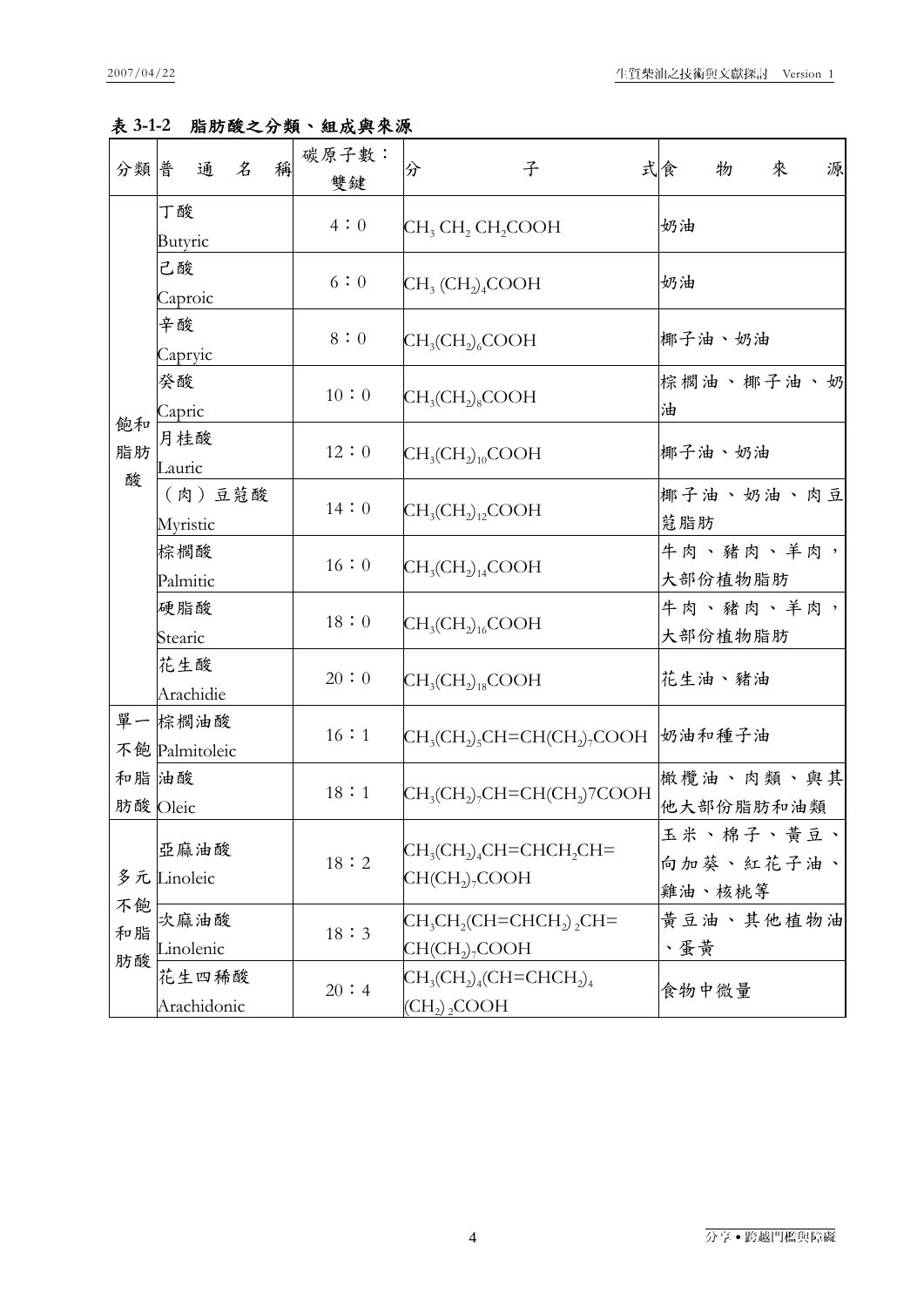**表 3-1-2　脂肪酸之分類、組成與來源**

| 分類 | 普通名稱 | 碳原子數：雙鍵 | 分子式 | 食物來源 |
|---|---|---|---|---|
| 飽和脂肪酸 | 丁酸 Butyric | 4：0 | $CH_3\ CH_2\ CH_2COOH$ | 奶油 |
| | 己酸 Caproic | 6：0 | $CH_3\ (CH_2)_4COOH$ | 奶油 |
| | 辛酸 Capryic | 8：0 | $CH_3(CH_2)_6COOH$ | 椰子油、奶油 |
| | 癸酸 Capric | 10：0 | $CH_3(CH_2)_8COOH$ | 棕櫚油、椰子油、奶油 |
| | 月桂酸 Lauric | 12：0 | $CH_3(CH_2)_{10}COOH$ | 椰子油、奶油 |
| | （肉）豆蔻酸 Myristic | 14：0 | $CH_3(CH_2)_{12}COOH$ | 椰子油、奶油、肉豆蔻脂肪 |
| | 棕櫚酸 Palmitic | 16：0 | $CH_3(CH_2)_{14}COOH$ | 牛肉、豬肉、羊肉，大部份植物脂肪 |
| | 硬脂酸 Stearic | 18：0 | $CH_3(CH_2)_{16}COOH$ | 牛肉、豬肉、羊肉，大部份植物脂肪 |
| | 花生酸 Arachidie | 20：0 | $CH_3(CH_2)_{18}COOH$ | 花生油、豬油 |
| 單一不飽和脂肪酸 | 棕櫚油酸 Palmitoleic | 16：1 | $CH_3(CH_2)_5CH=CH(CH_2)_7COOH$ | 奶油和種子油 |
| | 油酸 Oleic | 18：1 | $CH_3(CH_2)_7CH=CH(CH_2)7COOH$ | 橄欖油、肉類、與其他大部份脂肪和油類 |
| 多元不飽和脂肪酸 | 亞麻油酸 Linoleic | 18：2 | $CH_3(CH_2)_4CH=CHCH_2CH=CH(CH_2)_7COOH$ | 玉米、棉子、黃豆、向加葵、紅花子油、雞油、核桃等 |
| | 次麻油酸 Linolenic | 18：3 | $CH_3CH_2(CH=CHCH_2)_2CH=CH(CH_2)_7COOH$ | 黃豆油、其他植物油、蛋黃 |
| | 花生四稀酸 Arachidonic | 20：4 | $CH_3(CH_2)_4(CH=CHCH_2)_4(CH_2)_2COOH$ | 食物中微量 |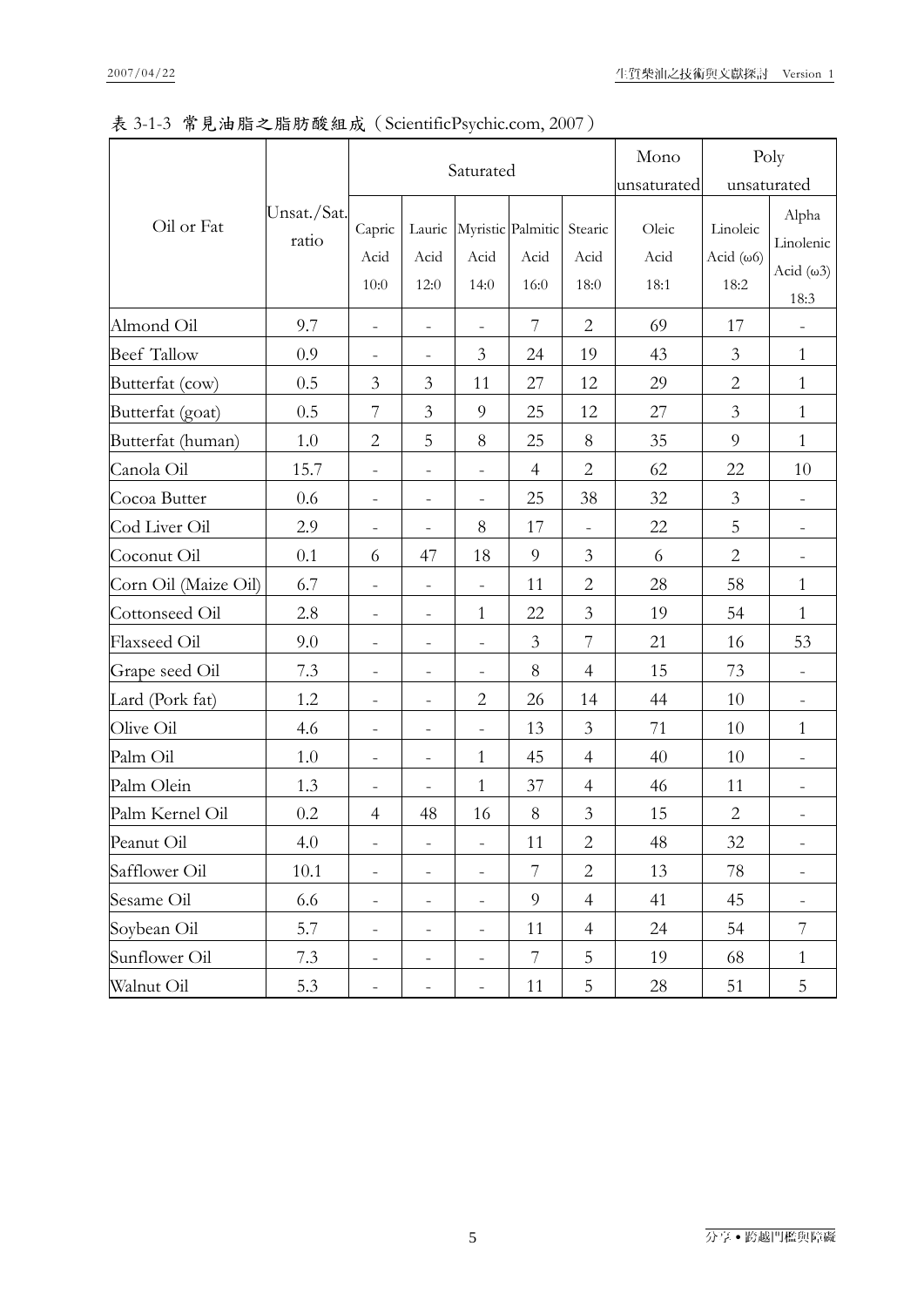表 3-1-3 常見油脂之脂肪酸組成（ScientificPsychic.com, 2007）

| Oil or Fat | Unsat./Sat. ratio | Saturated | | | | | Mono unsaturated | Poly unsaturated | |
|---|---|---|---|---|---|---|---|---|---|
| | | Capric Acid 10:0 | Lauric Acid 12:0 | Myristic Acid 14:0 | Palmitic Acid 16:0 | Stearic Acid 18:0 | Oleic Acid 18:1 | Linoleic Acid (ω6) 18:2 | Alpha Linolenic Acid (ω3) 18:3 |
| Almond Oil | 9.7 | - | - | - | 7 | 2 | 69 | 17 | - |
| Beef Tallow | 0.9 | - | - | 3 | 24 | 19 | 43 | 3 | 1 |
| Butterfat (cow) | 0.5 | 3 | 3 | 11 | 27 | 12 | 29 | 2 | 1 |
| Butterfat (goat) | 0.5 | 7 | 3 | 9 | 25 | 12 | 27 | 3 | 1 |
| Butterfat (human) | 1.0 | 2 | 5 | 8 | 25 | 8 | 35 | 9 | 1 |
| Canola Oil | 15.7 | - | - | - | 4 | 2 | 62 | 22 | 10 |
| Cocoa Butter | 0.6 | - | - | - | 25 | 38 | 32 | 3 | - |
| Cod Liver Oil | 2.9 | - | - | 8 | 17 | - | 22 | 5 | - |
| Coconut Oil | 0.1 | 6 | 47 | 18 | 9 | 3 | 6 | 2 | - |
| Corn Oil (Maize Oil) | 6.7 | - | - | - | 11 | 2 | 28 | 58 | 1 |
| Cottonseed Oil | 2.8 | - | - | 1 | 22 | 3 | 19 | 54 | 1 |
| Flaxseed Oil | 9.0 | - | - | - | 3 | 7 | 21 | 16 | 53 |
| Grape seed Oil | 7.3 | - | - | - | 8 | 4 | 15 | 73 | - |
| Lard (Pork fat) | 1.2 | - | - | 2 | 26 | 14 | 44 | 10 | - |
| Olive Oil | 4.6 | - | - | - | 13 | 3 | 71 | 10 | 1 |
| Palm Oil | 1.0 | - | - | 1 | 45 | 4 | 40 | 10 | - |
| Palm Olein | 1.3 | - | - | 1 | 37 | 4 | 46 | 11 | - |
| Palm Kernel Oil | 0.2 | 4 | 48 | 16 | 8 | 3 | 15 | 2 | - |
| Peanut Oil | 4.0 | - | - | - | 11 | 2 | 48 | 32 | - |
| Safflower Oil | 10.1 | - | - | - | 7 | 2 | 13 | 78 | - |
| Sesame Oil | 6.6 | - | - | - | 9 | 4 | 41 | 45 | - |
| Soybean Oil | 5.7 | - | - | - | 11 | 4 | 24 | 54 | 7 |
| Sunflower Oil | 7.3 | - | - | - | 7 | 5 | 19 | 68 | 1 |
| Walnut Oil | 5.3 | - | - | - | 11 | 5 | 28 | 51 | 5 |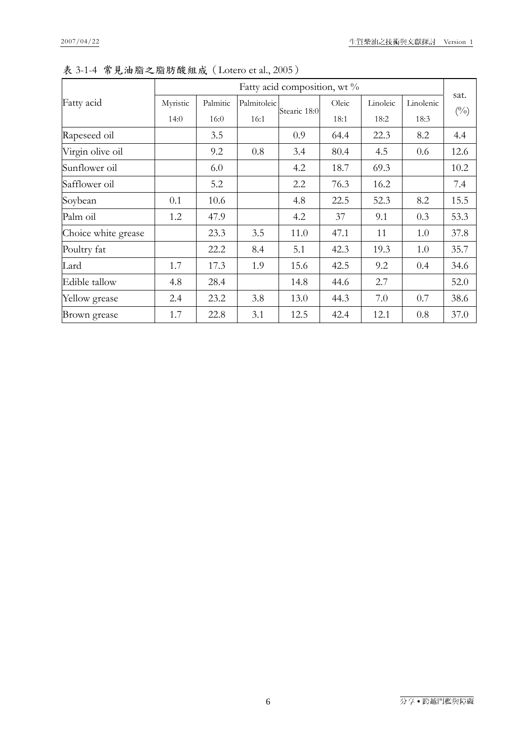表 3-1-4 常見油脂之脂肪酸組成（Lotero et al., 2005）

| Fatty acid | Fatty acid composition, wt % | | | | | | | sat. (%) |
|---|---|---|---|---|---|---|---|---|
| | Myristic 14:0 | Palmitic 16:0 | Palmitoleic 16:1 | Stearic 18:0 | Oleic 18:1 | Linoleic 18:2 | Linolenic 18:3 | |
| Rapeseed oil | | 3.5 | | 0.9 | 64.4 | 22.3 | 8.2 | 4.4 |
| Virgin olive oil | | 9.2 | 0.8 | 3.4 | 80.4 | 4.5 | 0.6 | 12.6 |
| Sunflower oil | | 6.0 | | 4.2 | 18.7 | 69.3 | | 10.2 |
| Safflower oil | | 5.2 | | 2.2 | 76.3 | 16.2 | | 7.4 |
| Soybean | 0.1 | 10.6 | | 4.8 | 22.5 | 52.3 | 8.2 | 15.5 |
| Palm oil | 1.2 | 47.9 | | 4.2 | 37 | 9.1 | 0.3 | 53.3 |
| Choice white grease | | 23.3 | 3.5 | 11.0 | 47.1 | 11 | 1.0 | 37.8 |
| Poultry fat | | 22.2 | 8.4 | 5.1 | 42.3 | 19.3 | 1.0 | 35.7 |
| Lard | 1.7 | 17.3 | 1.9 | 15.6 | 42.5 | 9.2 | 0.4 | 34.6 |
| Edible tallow | 4.8 | 28.4 | | 14.8 | 44.6 | 2.7 | | 52.0 |
| Yellow grease | 2.4 | 23.2 | 3.8 | 13.0 | 44.3 | 7.0 | 0.7 | 38.6 |
| Brown grease | 1.7 | 22.8 | 3.1 | 12.5 | 42.4 | 12.1 | 0.8 | 37.0 |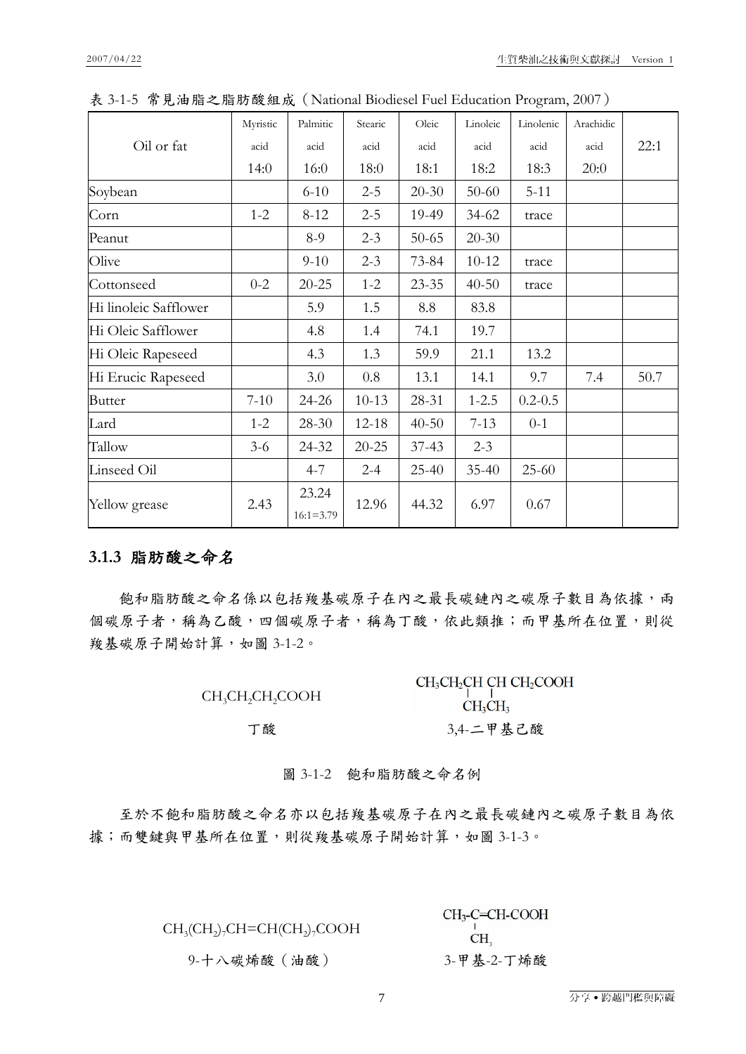表 3-1-5 常見油脂之脂肪酸組成（National Biodiesel Fuel Education Program, 2007）

| Oil or fat | Myristic acid 14:0 | Palmitic acid 16:0 | Stearic acid 18:0 | Oleic acid 18:1 | Linoleic acid 18:2 | Linolenic acid 18:3 | Arachidic acid 20:0 | 22:1 |
|---|---|---|---|---|---|---|---|---|
| Soybean | | 6-10 | 2-5 | 20-30 | 50-60 | 5-11 | | |
| Corn | 1-2 | 8-12 | 2-5 | 19-49 | 34-62 | trace | | |
| Peanut | | 8-9 | 2-3 | 50-65 | 20-30 | | | |
| Olive | | 9-10 | 2-3 | 73-84 | 10-12 | trace | | |
| Cottonseed | 0-2 | 20-25 | 1-2 | 23-35 | 40-50 | trace | | |
| Hi linoleic Safflower | | 5.9 | 1.5 | 8.8 | 83.8 | | | |
| Hi Oleic Safflower | | 4.8 | 1.4 | 74.1 | 19.7 | | | |
| Hi Oleic Rapeseed | | 4.3 | 1.3 | 59.9 | 21.1 | 13.2 | | |
| Hi Erucic Rapeseed | | 3.0 | 0.8 | 13.1 | 14.1 | 9.7 | 7.4 | 50.7 |
| Butter | 7-10 | 24-26 | 10-13 | 28-31 | 1-2.5 | 0.2-0.5 | | |
| Lard | 1-2 | 28-30 | 12-18 | 40-50 | 7-13 | 0-1 | | |
| Tallow | 3-6 | 24-32 | 20-25 | 37-43 | 2-3 | | | |
| Linseed Oil | | 4-7 | 2-4 | 25-40 | 35-40 | 25-60 | | |
| Yellow grease | 2.43 | 23.24 16:1=3.79 | 12.96 | 44.32 | 6.97 | 0.67 | | |

### 3.1.3 脂肪酸之命名

飽和脂肪酸之命名係以包括羧基碳原子在內之最長碳鏈內之碳原子數目為依據，兩個碳原子者，稱為乙酸，四個碳原子者，稱為丁酸，依此類推；而甲基所在位置，則從羧基碳原子開始計算，如圖 3-1-2。

$CH_3CH_2CH_2COOH$

丁酸

$CH_3CH_2CH\ CH\ CH_2COOH$（3、4 位各接 $CH_3$）

3,4-二甲基己酸

圖 3-1-2　飽和脂肪酸之命名例

至於不飽和脂肪酸之命名亦以包括羧基碳原子在內之最長碳鏈內之碳原子數目為依據；而雙鍵與甲基所在位置，則從羧基碳原子開始計算，如圖 3-1-3。

$CH_3(CH_2)_7CH{=}CH(CH_2)_7COOH$

9-十八碳烯酸（油酸）

$CH_3\text{-}C{=}CH\text{-}COOH$（3 位接 $CH_3$）

3-甲基-2-丁烯酸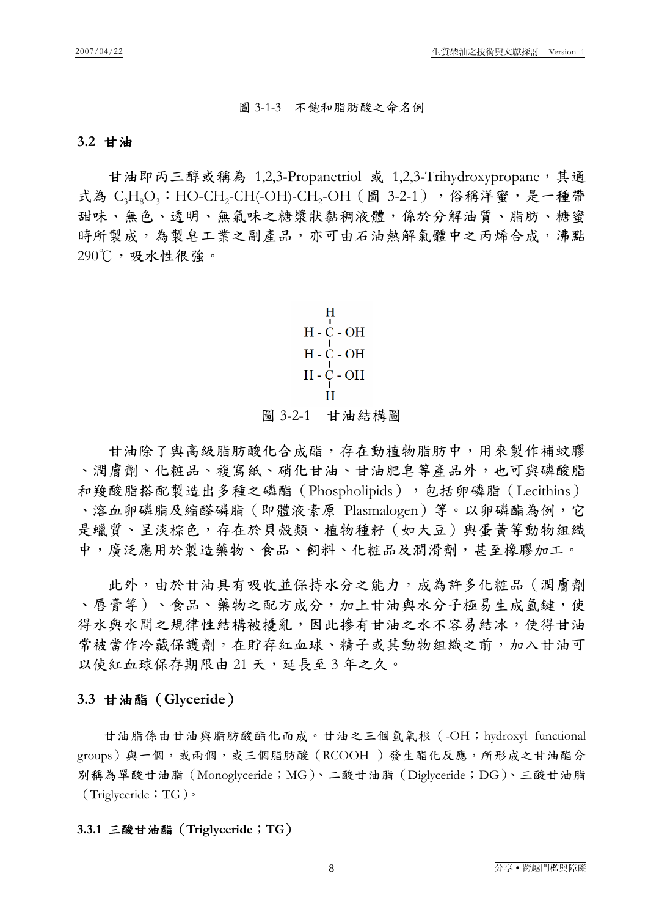圖 3-1-3　不飽和脂肪酸之命名例

## 3.2 甘油

甘油即丙三醇或稱為 1,2,3-Propanetriol 或 1,2,3-Trihydroxypropane，其通式為 $C_3H_8O_3$：HO-$CH_2$-CH(-OH)-$CH_2$-OH（圖 3-2-1），俗稱洋蜜，是一種帶甜味、無色、透明、無氣味之糖漿狀黏稠液體，係於分解油質、脂肪、糖蜜時所製成，為製皂工業之副產品，亦可由石油熱解氣體中之丙烯合成，沸點 290℃，吸水性很強。

```
      H
      |
  H - C - OH
      |
  H - C - OH
      |
  H - C - OH
      |
      H
```

圖 3-2-1　甘油結構圖

甘油除了與高級脂肪酸化合成酯，存在動植物脂肪中，用來製作補蚊膠、潤膚劑、化粧品、複寫紙、硝化甘油、甘油肥皂等產品外，也可與磷酸脂和羧酸脂搭配製造出多種之磷酯（Phospholipids），包括卵磷脂（Lecithins）、溶血卵磷脂及縮醛磷脂（即體液素原 Plasmalogen）等。以卵磷酯為例，它是蠟質、呈淡棕色，存在於貝殼類、植物種籽（如大豆）與蛋黃等動物組織中，廣泛應用於製造藥物、食品、飼料、化粧品及潤滑劑，甚至橡膠加工。

此外，由於甘油具有吸收並保持水分之能力，成為許多化粧品（潤膚劑、唇膏等）、食品、藥物之配方成分，加上甘油與水分子極易生成氫鍵，使得水與水間之規律性結構被擾亂，因此摻有甘油之水不容易結冰，使得甘油常被當作冷藏保護劑，在貯存紅血球、精子或其動物組織之前，加入甘油可以使紅血球保存期限由 21 天，延長至 3 年之久。

## 3.3 甘油酯（Glyceride）

甘油脂係由甘油與脂肪酸酯化而成。甘油之三個氫氧根（-OH；hydroxyl functional groups）與一個，或兩個，或三個脂肪酸（RCOOH ）發生酯化反應，所形成之甘油酯分別稱為單酸甘油脂（Monoglyceride；MG）、二酸甘油脂（Diglyceride；DG）、三酸甘油脂（Triglyceride；TG）。

### 3.3.1 三酸甘油酯（Triglyceride；TG）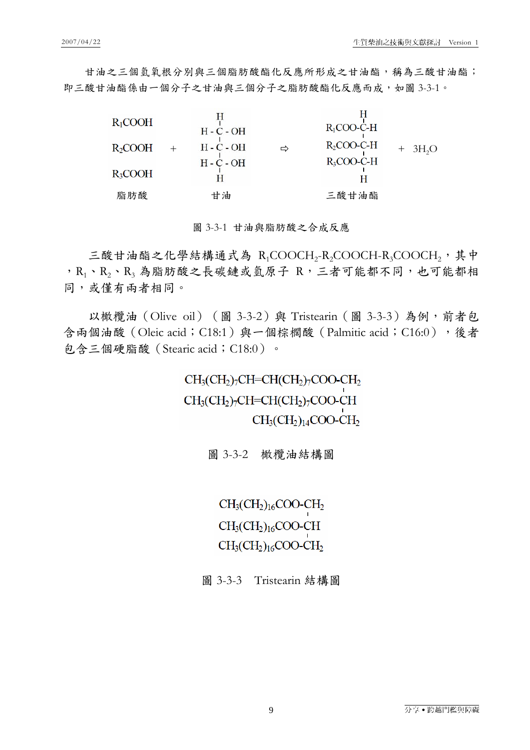甘油之三個氫氧根分別與三個脂肪酸酯化反應所形成之甘油酯，稱為三酸甘油酯；即三酸甘油酯係由一個分子之甘油與三個分子之脂肪酸酯化反應而成，如圖 3-3-1。

$$
\begin{array}{c}
R_1COOH \\
R_2COOH \\
R_3COOH \\
\text{脂肪酸}
\end{array}
+
\begin{array}{c}
H \\
H-C-OH \\
H-C-OH \\
H-C-OH \\
H \\
\text{甘油}
\end{array}
\Rightarrow
\begin{array}{c}
H \\
R_1COO-C-H \\
R_2COO-C-H \\
R_3COO-C-H \\
H \\
\text{三酸甘油酯}
\end{array}
+ 3H_2O
$$

圖 3-3-1 甘油與脂肪酸之合成反應

三酸甘油酯之化學結構通式為 $R_1COOCH_2$-$R_2COOCH$-$R_3COOCH_2$，其中，$R_1$、$R_2$、$R_3$ 為脂肪酸之長碳鏈或氫原子 R，三者可能都不同，也可能都相同，或僅有兩者相同。

以橄欖油（Olive oil）（圖 3-3-2）與 Tristearin（圖 3-3-3）為例，前者包含兩個油酸（Oleic acid；C18:1）與一個棕櫚酸（Palmitic acid；C16:0），後者包含三個硬脂酸（Stearic acid；C18:0）。

$$
\begin{array}{r}
CH_3(CH_2)_7CH{=}CH(CH_2)_7COO\text{-}CH_2 \\
CH_3(CH_2)_7CH{=}CH(CH_2)_7COO\text{-}CH \\
CH_3(CH_2)_{14}COO\text{-}CH_2
\end{array}
$$

圖 3-3-2 橄欖油結構圖

$$
\begin{array}{r}
CH_3(CH_2)_{16}COO\text{-}CH_2 \\
CH_3(CH_2)_{16}COO\text{-}CH \\
CH_3(CH_2)_{16}COO\text{-}CH_2
\end{array}
$$

圖 3-3-3 Tristearin 結構圖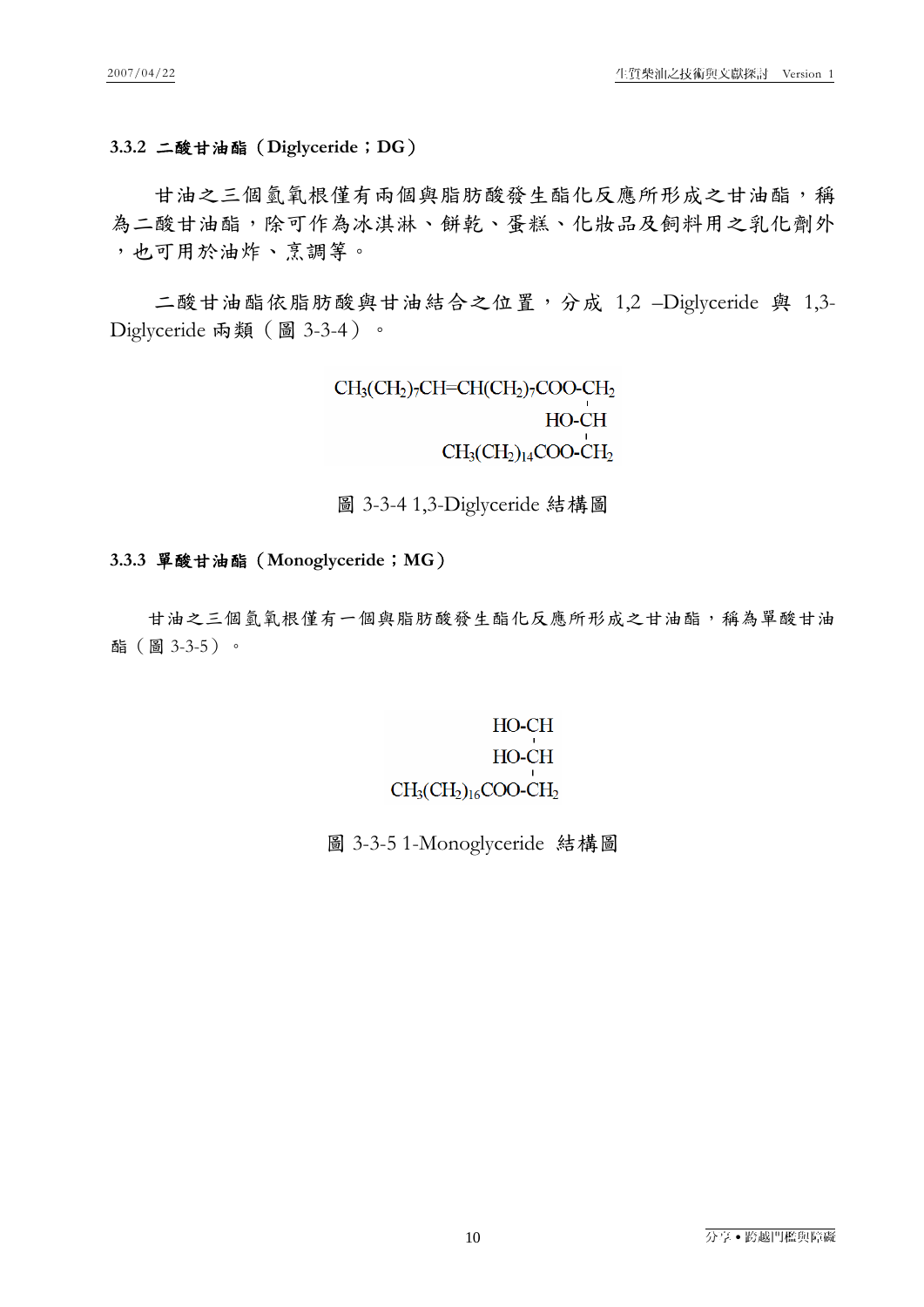### 3.3.2 二酸甘油酯（Diglyceride；DG）

甘油之三個氫氧根僅有兩個與脂肪酸發生酯化反應所形成之甘油酯，稱為二酸甘油酯，除可作為冰淇淋、餅乾、蛋糕、化妝品及飼料用之乳化劑外，也可用於油炸、烹調等。

二酸甘油酯依脂肪酸與甘油結合之位置，分成 1,2 –Diglyceride 與 1,3-Diglyceride 兩類（圖 3-3-4）。

$$
\begin{array}{r}
CH_3(CH_2)_7CH{=}CH(CH_2)_7COO\text{-}CH_2 \\
| \;\; \\
HO\text{-}CH \;\; \\
| \;\; \\
CH_3(CH_2)_{14}COO\text{-}CH_2
\end{array}
$$

圖 3-3-4 1,3-Diglyceride 結構圖

### 3.3.3 單酸甘油酯（Monoglyceride；MG）

甘油之三個氫氧根僅有一個與脂肪酸發生酯化反應所形成之甘油酯，稱為單酸甘油酯（圖 3-3-5）。

$$
\begin{array}{r}
HO\text{-}CH \;\; \\
| \;\; \\
HO\text{-}CH \;\; \\
| \;\; \\
CH_3(CH_2)_{16}COO\text{-}CH_2
\end{array}
$$

圖 3-3-5 1-Monoglyceride 結構圖